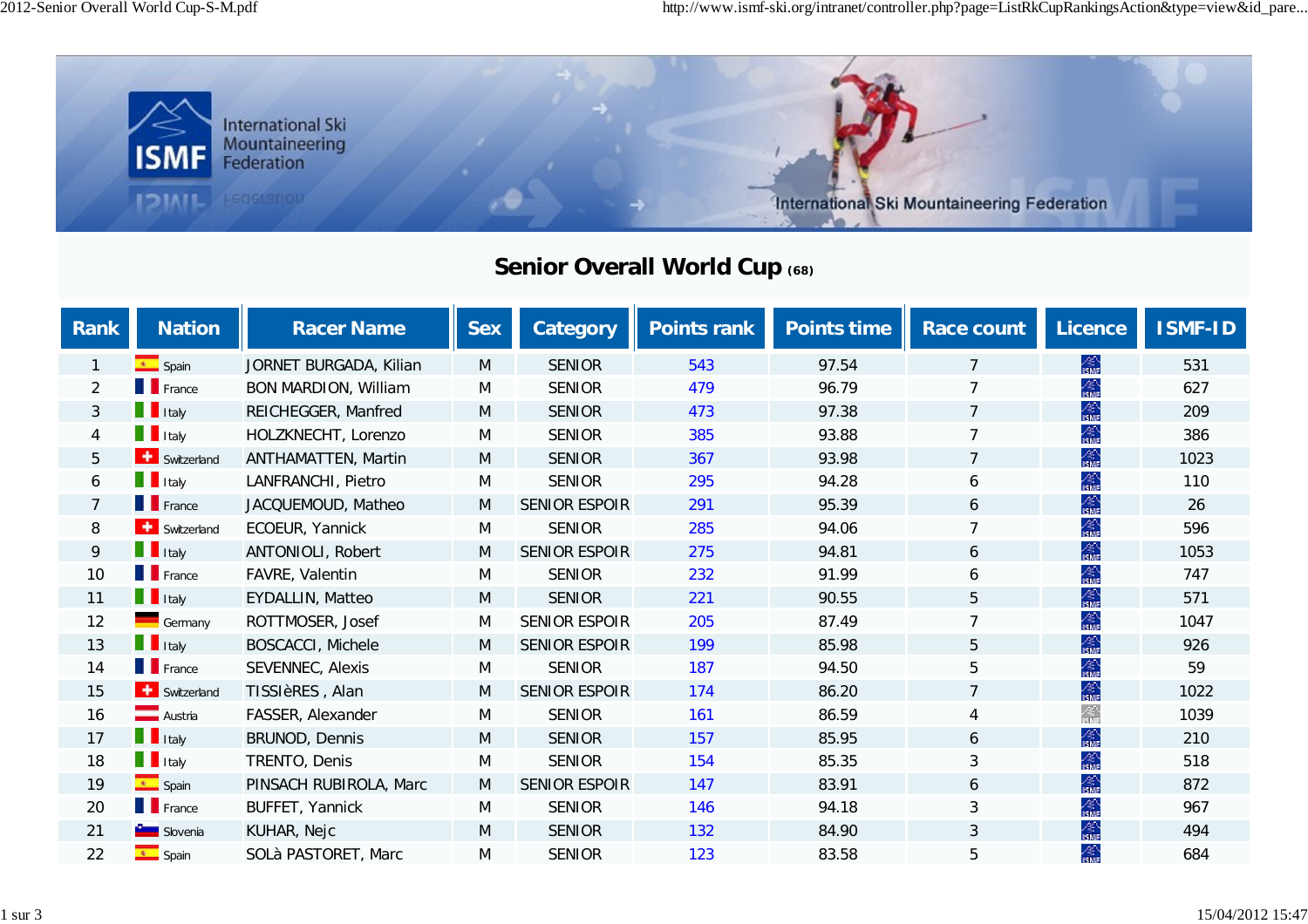# Senior Overall World Cup (68)

| Rank | Nation | Racer Name | Sex | Category | Points rank | Points time | Race count | Licence | ISMF-ID |
|---|---|---|---|---|---|---|---|---|---|
| 1 | Spain | JORNET BURGADA, Kilian | M | SENIOR | 543 | 97.54 | 7 | | 531 |
| 2 | France | BON MARDION, William | M | SENIOR | 479 | 96.79 | 7 | | 627 |
| 3 | Italy | REICHEGGER, Manfred | M | SENIOR | 473 | 97.38 | 7 | | 209 |
| 4 | Italy | HOLZKNECHT, Lorenzo | M | SENIOR | 385 | 93.88 | 7 | | 386 |
| 5 | Switzerland | ANTHAMATTEN, Martin | M | SENIOR | 367 | 93.98 | 7 | | 1023 |
| 6 | Italy | LANFRANCHI, Pietro | M | SENIOR | 295 | 94.28 | 6 | | 110 |
| 7 | France | JACQUEMOUD, Matheo | M | SENIOR ESPOIR | 291 | 95.39 | 6 | | 26 |
| 8 | Switzerland | ECOEUR, Yannick | M | SENIOR | 285 | 94.06 | 7 | | 596 |
| 9 | Italy | ANTONIOLI, Robert | M | SENIOR ESPOIR | 275 | 94.81 | 6 | | 1053 |
| 10 | France | FAVRE, Valentin | M | SENIOR | 232 | 91.99 | 6 | | 747 |
| 11 | Italy | EYDALLIN, Matteo | M | SENIOR | 221 | 90.55 | 5 | | 571 |
| 12 | Germany | ROTTMOSER, Josef | M | SENIOR ESPOIR | 205 | 87.49 | 7 | | 1047 |
| 13 | Italy | BOSCACCI, Michele | M | SENIOR ESPOIR | 199 | 85.98 | 5 | | 926 |
| 14 | France | SEVENNEC, Alexis | M | SENIOR | 187 | 94.50 | 5 | | 59 |
| 15 | Switzerland | TISSIèRES , Alan | M | SENIOR ESPOIR | 174 | 86.20 | 7 | | 1022 |
| 16 | Austria | FASSER, Alexander | M | SENIOR | 161 | 86.59 | 4 | | 1039 |
| 17 | Italy | BRUNOD, Dennis | M | SENIOR | 157 | 85.95 | 6 | | 210 |
| 18 | Italy | TRENTO, Denis | M | SENIOR | 154 | 85.35 | 3 | | 518 |
| 19 | Spain | PINSACH RUBIROLA, Marc | M | SENIOR ESPOIR | 147 | 83.91 | 6 | | 872 |
| 20 | France | BUFFET, Yannick | M | SENIOR | 146 | 94.18 | 3 | | 967 |
| 21 | Slovenia | KUHAR, Nejc | M | SENIOR | 132 | 84.90 | 3 | | 494 |
| 22 | Spain | SOLà PASTORET, Marc | M | SENIOR | 123 | 83.58 | 5 | | 684 |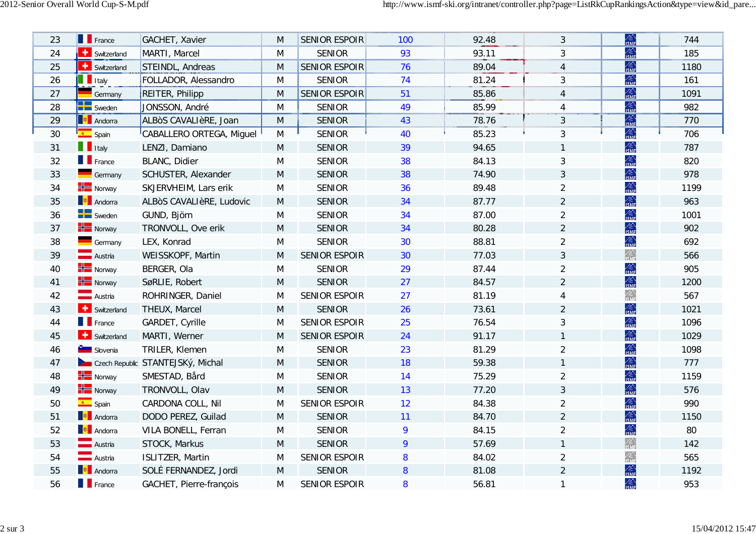| | | | | | | | | | |
|---|---|---|---|---|---|---|---|---|---|
| 23 | France | GACHET, Xavier | M | SENIOR ESPOIR | 100 | 92.48 | 3 | | 744 |
| 24 | Switzerland | MARTI, Marcel | M | SENIOR | 93 | 93.11 | 3 | | 185 |
| 25 | Switzerland | STEINDL, Andreas | M | SENIOR ESPOIR | 76 | 89.04 | 4 | | 1180 |
| 26 | Italy | FOLLADOR, Alessandro | M | SENIOR | 74 | 81.24 | 3 | | 161 |
| 27 | Germany | REITER, Philipp | M | SENIOR ESPOIR | 51 | 85.86 | 4 | | 1091 |
| 28 | Sweden | JONSSON, André | M | SENIOR | 49 | 85.99 | 4 | | 982 |
| 29 | Andorra | ALBòS CAVALIèRE, Joan | M | SENIOR | 43 | 78.76 | 3 | | 770 |
| 30 | Spain | CABALLERO ORTEGA, Miguel | M | SENIOR | 40 | 85.23 | 3 | | 706 |
| 31 | Italy | LENZI, Damiano | M | SENIOR | 39 | 94.65 | 1 | | 787 |
| 32 | France | BLANC, Didier | M | SENIOR | 38 | 84.13 | 3 | | 820 |
| 33 | Germany | SCHUSTER, Alexander | M | SENIOR | 38 | 74.90 | 3 | | 978 |
| 34 | Norway | SKJERVHEIM, Lars erik | M | SENIOR | 36 | 89.48 | 2 | | 1199 |
| 35 | Andorra | ALBòS CAVALIèRE, Ludovic | M | SENIOR | 34 | 87.77 | 2 | | 963 |
| 36 | Sweden | GUND, Björn | M | SENIOR | 34 | 87.00 | 2 | | 1001 |
| 37 | Norway | TRONVOLL, Ove erik | M | SENIOR | 34 | 80.28 | 2 | | 902 |
| 38 | Germany | LEX, Konrad | M | SENIOR | 30 | 88.81 | 2 | | 692 |
| 39 | Austria | WEISSKOPF, Martin | M | SENIOR ESPOIR | 30 | 77.03 | 3 | | 566 |
| 40 | Norway | BERGER, Ola | M | SENIOR | 29 | 87.44 | 2 | | 905 |
| 41 | Norway | SøRLIE, Robert | M | SENIOR | 27 | 84.57 | 2 | | 1200 |
| 42 | Austria | ROHRINGER, Daniel | M | SENIOR ESPOIR | 27 | 81.19 | 4 | | 567 |
| 43 | Switzerland | THEUX, Marcel | M | SENIOR | 26 | 73.61 | 2 | | 1021 |
| 44 | France | GARDET, Cyrille | M | SENIOR ESPOIR | 25 | 76.54 | 3 | | 1096 |
| 45 | Switzerland | MARTI, Werner | M | SENIOR ESPOIR | 24 | 91.17 | 1 | | 1029 |
| 46 | Slovenia | TRILER, Klemen | M | SENIOR | 23 | 81.29 | 2 | | 1098 |
| 47 | Czech Republic | STANTEJSKÝ, Michal | M | SENIOR | 18 | 59.38 | 1 | | 777 |
| 48 | Norway | SMESTAD, Bård | M | SENIOR | 14 | 75.29 | 2 | | 1159 |
| 49 | Norway | TRONVOLL, Olav | M | SENIOR | 13 | 77.20 | 3 | | 576 |
| 50 | Spain | CARDONA COLL, Nil | M | SENIOR ESPOIR | 12 | 84.38 | 2 | | 990 |
| 51 | Andorra | DODO PEREZ, Guilad | M | SENIOR | 11 | 84.70 | 2 | | 1150 |
| 52 | Andorra | VILA BONELL, Ferran | M | SENIOR | 9 | 84.15 | 2 | | 80 |
| 53 | Austria | STOCK, Markus | M | SENIOR | 9 | 57.69 | 1 | | 142 |
| 54 | Austria | ISLITZER, Martin | M | SENIOR ESPOIR | 8 | 84.02 | 2 | | 565 |
| 55 | Andorra | SOLÉ FERNANDEZ, Jordi | M | SENIOR | 8 | 81.08 | 2 | | 1192 |
| 56 | France | GACHET, Pierre-françois | M | SENIOR ESPOIR | 8 | 56.81 | 1 | | 953 |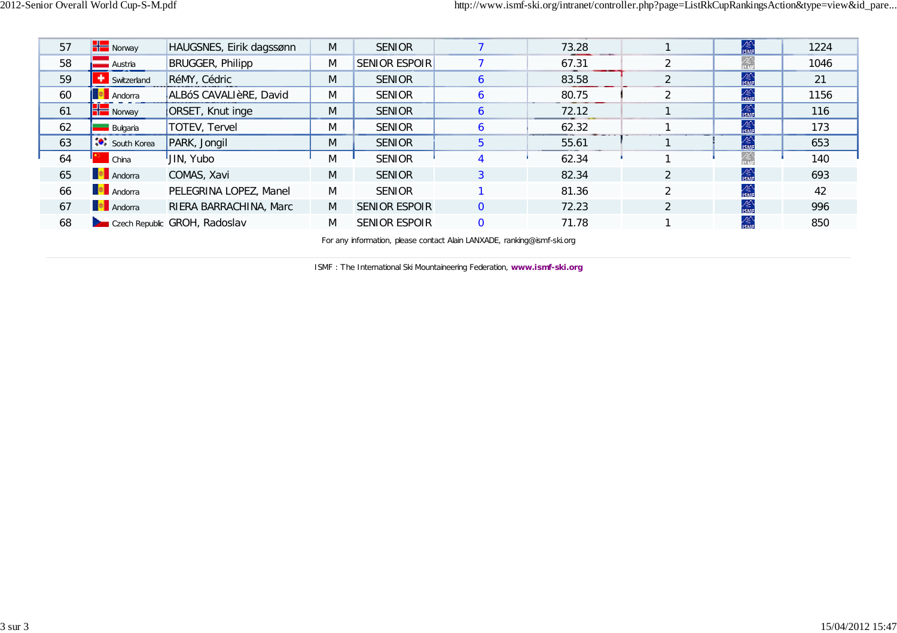| | | | | | | | | | |
|---|---|---|---|---|---|---|---|---|---|
| 57 | Norway | HAUGSNES, Eirik dagssønn | M | SENIOR | 7 | 73.28 | 1 | | 1224 |
| 58 | Austria | BRUGGER, Philipp | M | SENIOR ESPOIR | 7 | 67.31 | 2 | | 1046 |
| 59 | Switzerland | RéMY, Cédric | M | SENIOR | 6 | 83.58 | 2 | | 21 |
| 60 | Andorra | ALBóS CAVALIèRE, David | M | SENIOR | 6 | 80.75 | 2 | | 1156 |
| 61 | Norway | ORSET, Knut inge | M | SENIOR | 6 | 72.12 | 1 | | 116 |
| 62 | Bulgaria | TOTEV, Tervel | M | SENIOR | 6 | 62.32 | 1 | | 173 |
| 63 | South Korea | PARK, Jongil | M | SENIOR | 5 | 55.61 | 1 | | 653 |
| 64 | China | JIN, Yubo | M | SENIOR | 4 | 62.34 | 1 | | 140 |
| 65 | Andorra | COMAS, Xavi | M | SENIOR | 3 | 82.34 | 2 | | 693 |
| 66 | Andorra | PELEGRINA LOPEZ, Manel | M | SENIOR | 1 | 81.36 | 2 | | 42 |
| 67 | Andorra | RIERA BARRACHINA, Marc | M | SENIOR ESPOIR | 0 | 72.23 | 2 | | 996 |
| 68 | Czech Republic | GROH, Radoslav | M | SENIOR ESPOIR | 0 | 71.78 | 1 | | 850 |

For any information, please contact Alain LANXADE, ranking@ismf-ski.org

ISMF : The International Ski Mountaineering Federation, **www.ismf-ski.org**